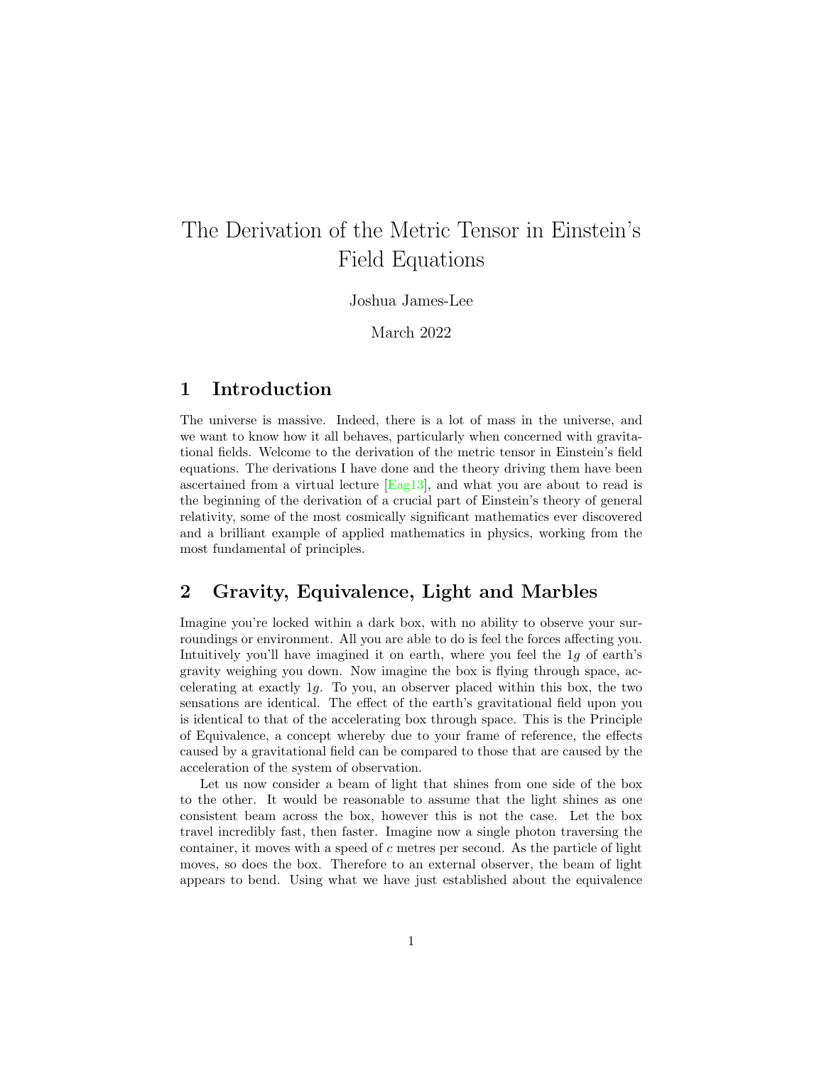# The Derivation of the Metric Tensor in Einstein's Field Equations

Joshua James-Lee

March 2022

## 1 Introduction

The universe is massive. Indeed, there is a lot of mass in the universe, and we want to know how it all behaves, particularly when concerned with gravitational fields. Welcome to the derivation of the metric tensor in Einstein's field equations. The derivations I have done and the theory driving them have been ascertained from a virtual lecture [Eag13], and what you are about to read is the beginning of the derivation of a crucial part of Einstein's theory of general relativity, some of the most cosmically significant mathematics ever discovered and a brilliant example of applied mathematics in physics, working from the most fundamental of principles.

## 2 Gravity, Equivalence, Light and Marbles

Imagine you're locked within a dark box, with no ability to observe your surroundings or environment. All you are able to do is feel the forces affecting you. Intuitively you'll have imagined it on earth, where you feel the $1g$ of earth's gravity weighing you down. Now imagine the box is flying through space, accelerating at exactly $1g$. To you, an observer placed within this box, the two sensations are identical. The effect of the earth's gravitational field upon you is identical to that of the accelerating box through space. This is the Principle of Equivalence, a concept whereby due to your frame of reference, the effects caused by a gravitational field can be compared to those that are caused by the acceleration of the system of observation.

Let us now consider a beam of light that shines from one side of the box to the other. It would be reasonable to assume that the light shines as one consistent beam across the box, however this is not the case. Let the box travel incredibly fast, then faster. Imagine now a single photon traversing the container, it moves with a speed of $c$ metres per second. As the particle of light moves, so does the box. Therefore to an external observer, the beam of light appears to bend. Using what we have just established about the equivalence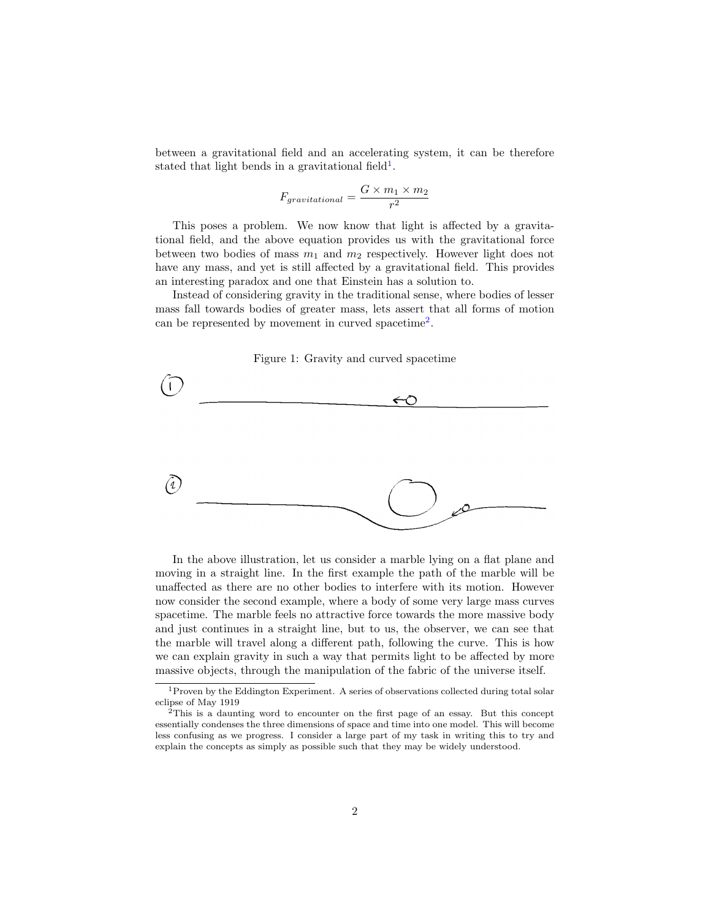between a gravitational field and an accelerating system, it can be therefore stated that light bends in a gravitational field[1].

$$F_{gravitational} = \frac{G \times m_1 \times m_2}{r^2}$$

This poses a problem. We now know that light is affected by a gravitational field, and the above equation provides us with the gravitational force between two bodies of mass $m_1$ and $m_2$ respectively. However light does not have any mass, and yet is still affected by a gravitational field. This provides an interesting paradox and one that Einstein has a solution to.

Instead of considering gravity in the traditional sense, where bodies of lesser mass fall towards bodies of greater mass, lets assert that all forms of motion can be represented by movement in curved spacetime[2].

Figure 1: Gravity and curved spacetime

In the above illustration, let us consider a marble lying on a flat plane and moving in a straight line. In the first example the path of the marble will be unaffected as there are no other bodies to interfere with its motion. However now consider the second example, where a body of some very large mass curves spacetime. The marble feels no attractive force towards the more massive body and just continues in a straight line, but to us, the observer, we can see that the marble will travel along a different path, following the curve. This is how we can explain gravity in such a way that permits light to be affected by more massive objects, through the manipulation of the fabric of the universe itself.

[1] Proven by the Eddington Experiment. A series of observations collected during total solar eclipse of May 1919

[2] This is a daunting word to encounter on the first page of an essay. But this concept essentially condenses the three dimensions of space and time into one model. This will become less confusing as we progress. I consider a large part of my task in writing this to try and explain the concepts as simply as possible such that they may be widely understood.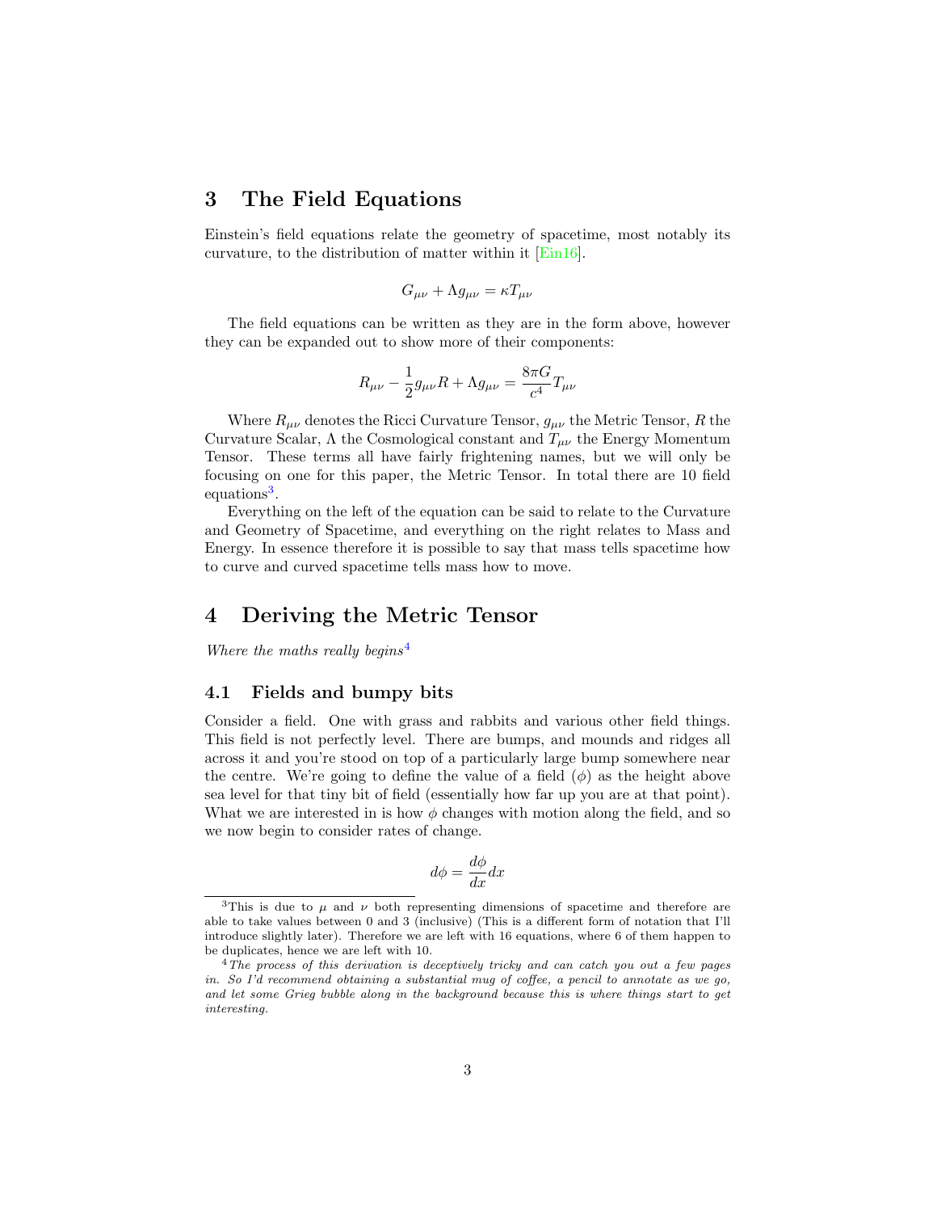# 3 The Field Equations

Einstein's field equations relate the geometry of spacetime, most notably its curvature, to the distribution of matter within it [Ein16].

$$G_{\mu\nu} + \Lambda g_{\mu\nu} = \kappa T_{\mu\nu}$$

The field equations can be written as they are in the form above, however they can be expanded out to show more of their components:

$$R_{\mu\nu} - \frac{1}{2}g_{\mu\nu}R + \Lambda g_{\mu\nu} = \frac{8\pi G}{c^4}T_{\mu\nu}$$

Where $R_{\mu\nu}$ denotes the Ricci Curvature Tensor, $g_{\mu\nu}$ the Metric Tensor, $R$ the Curvature Scalar, $\Lambda$ the Cosmological constant and $T_{\mu\nu}$ the Energy Momentum Tensor. These terms all have fairly frightening names, but we will only be focusing on one for this paper, the Metric Tensor. In total there are 10 field equations[3].

Everything on the left of the equation can be said to relate to the Curvature and Geometry of Spacetime, and everything on the right relates to Mass and Energy. In essence therefore it is possible to say that mass tells spacetime how to curve and curved spacetime tells mass how to move.

# 4 Deriving the Metric Tensor

*Where the maths really begins*[4]

## 4.1 Fields and bumpy bits

Consider a field. One with grass and rabbits and various other field things. This field is not perfectly level. There are bumps, and mounds and ridges all across it and you're stood on top of a particularly large bump somewhere near the centre. We're going to define the value of a field ($\phi$) as the height above sea level for that tiny bit of field (essentially how far up you are at that point). What we are interested in is how $\phi$ changes with motion along the field, and so we now begin to consider rates of change.

$$d\phi = \frac{d\phi}{dx}dx$$

[3] This is due to $\mu$ and $\nu$ both representing dimensions of spacetime and therefore are able to take values between 0 and 3 (inclusive) (This is a different form of notation that I'll introduce slightly later). Therefore we are left with 16 equations, where 6 of them happen to be duplicates, hence we are left with 10.

[4] *The process of this derivation is deceptively tricky and can catch you out a few pages in. So I'd recommend obtaining a substantial mug of coffee, a pencil to annotate as we go, and let some Grieg bubble along in the background because this is where things start to get interesting.*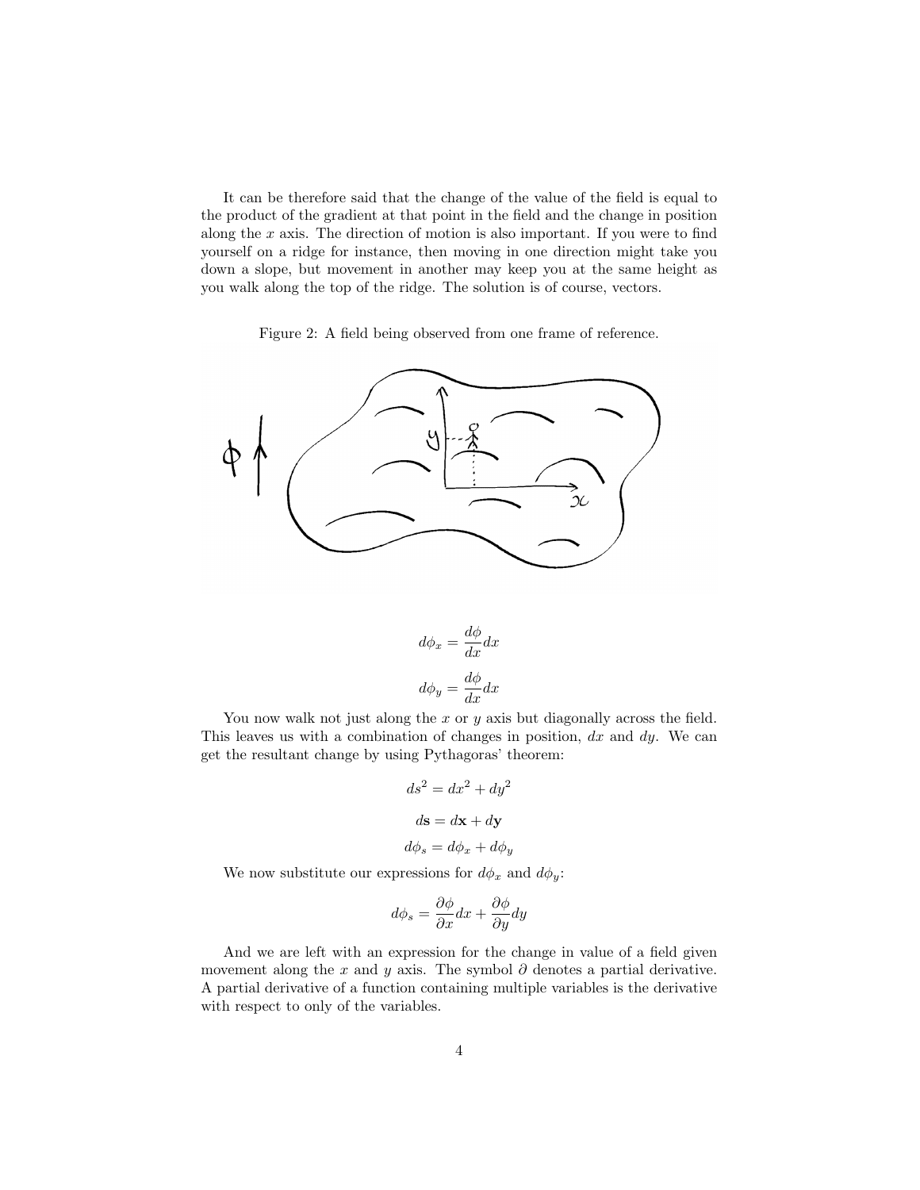It can be therefore said that the change of the value of the field is equal to the product of the gradient at that point in the field and the change in position along the $x$ axis. The direction of motion is also important. If you were to find yourself on a ridge for instance, then moving in one direction might take you down a slope, but movement in another may keep you at the same height as you walk along the top of the ridge. The solution is of course, vectors.

Figure 2: A field being observed from one frame of reference.

$$d\phi_x = \frac{d\phi}{dx}dx$$

$$d\phi_y = \frac{d\phi}{dx}dx$$

You now walk not just along the $x$ or $y$ axis but diagonally across the field. This leaves us with a combination of changes in position, $dx$ and $dy$. We can get the resultant change by using Pythagoras' theorem:

$$ds^2 = dx^2 + dy^2$$

$$d\mathbf{s} = d\mathbf{x} + d\mathbf{y}$$

$$d\phi_s = d\phi_x + d\phi_y$$

We now substitute our expressions for $d\phi_x$ and $d\phi_y$:

$$d\phi_s = \frac{\partial \phi}{\partial x}dx + \frac{\partial \phi}{\partial y}dy$$

And we are left with an expression for the change in value of a field given movement along the $x$ and $y$ axis. The symbol $\partial$ denotes a partial derivative. A partial derivative of a function containing multiple variables is the derivative with respect to only of the variables.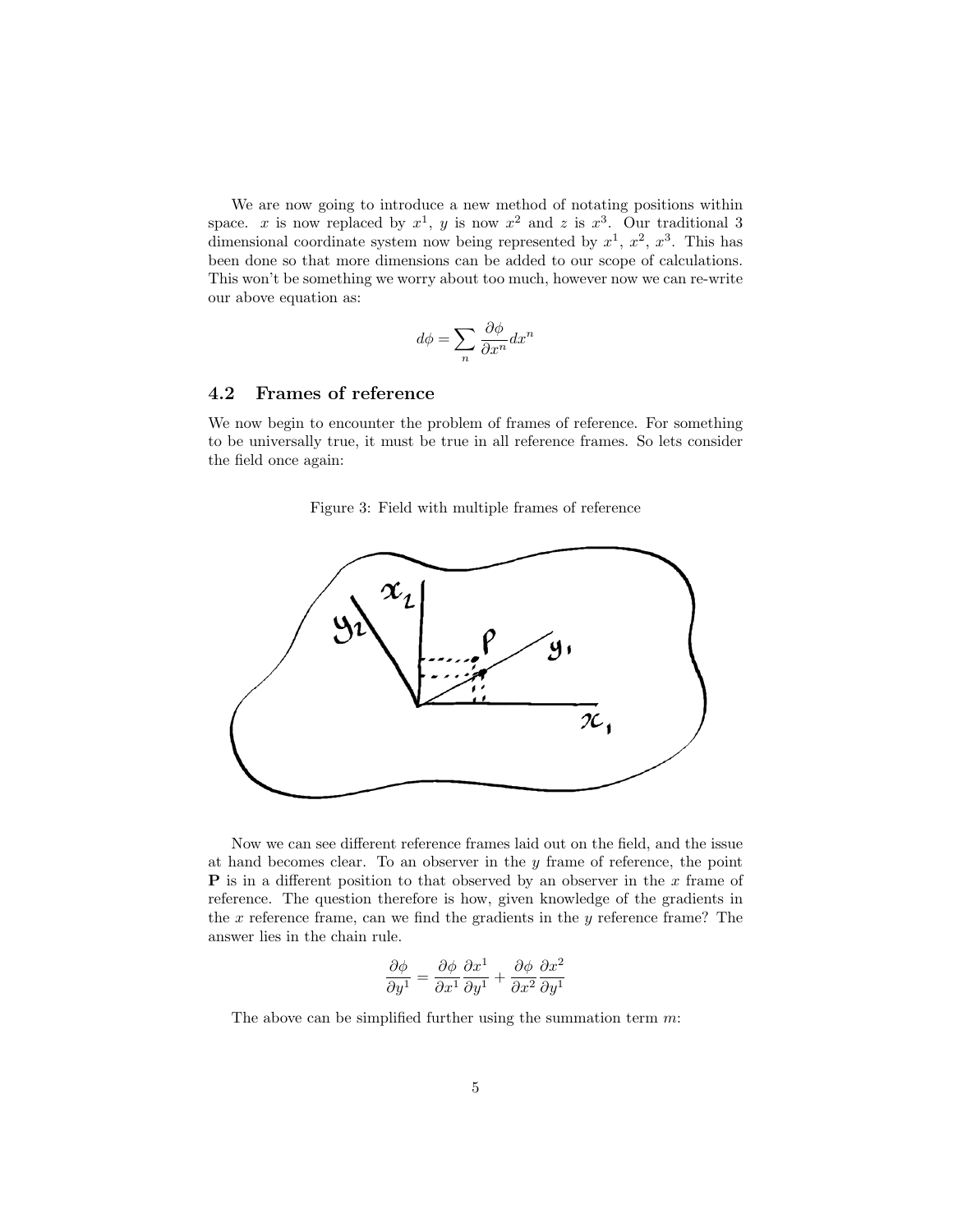We are now going to introduce a new method of notating positions within space. $x$ is now replaced by $x^1$, $y$ is now $x^2$ and $z$ is $x^3$. Our traditional 3 dimensional coordinate system now being represented by $x^1$, $x^2$, $x^3$. This has been done so that more dimensions can be added to our scope of calculations. This won't be something we worry about too much, however now we can re-write our above equation as:

$$d\phi = \sum_n \frac{\partial \phi}{\partial x^n} dx^n$$

### 4.2 Frames of reference

We now begin to encounter the problem of frames of reference. For something to be universally true, it must be true in all reference frames. So lets consider the field once again:

Figure 3: Field with multiple frames of reference

Now we can see different reference frames laid out on the field, and the issue at hand becomes clear. To an observer in the $y$ frame of reference, the point **P** is in a different position to that observed by an observer in the $x$ frame of reference. The question therefore is how, given knowledge of the gradients in the $x$ reference frame, can we find the gradients in the $y$ reference frame? The answer lies in the chain rule.

$$\frac{\partial \phi}{\partial y^1} = \frac{\partial \phi}{\partial x^1}\frac{\partial x^1}{\partial y^1} + \frac{\partial \phi}{\partial x^2}\frac{\partial x^2}{\partial y^1}$$

The above can be simplified further using the summation term $m$: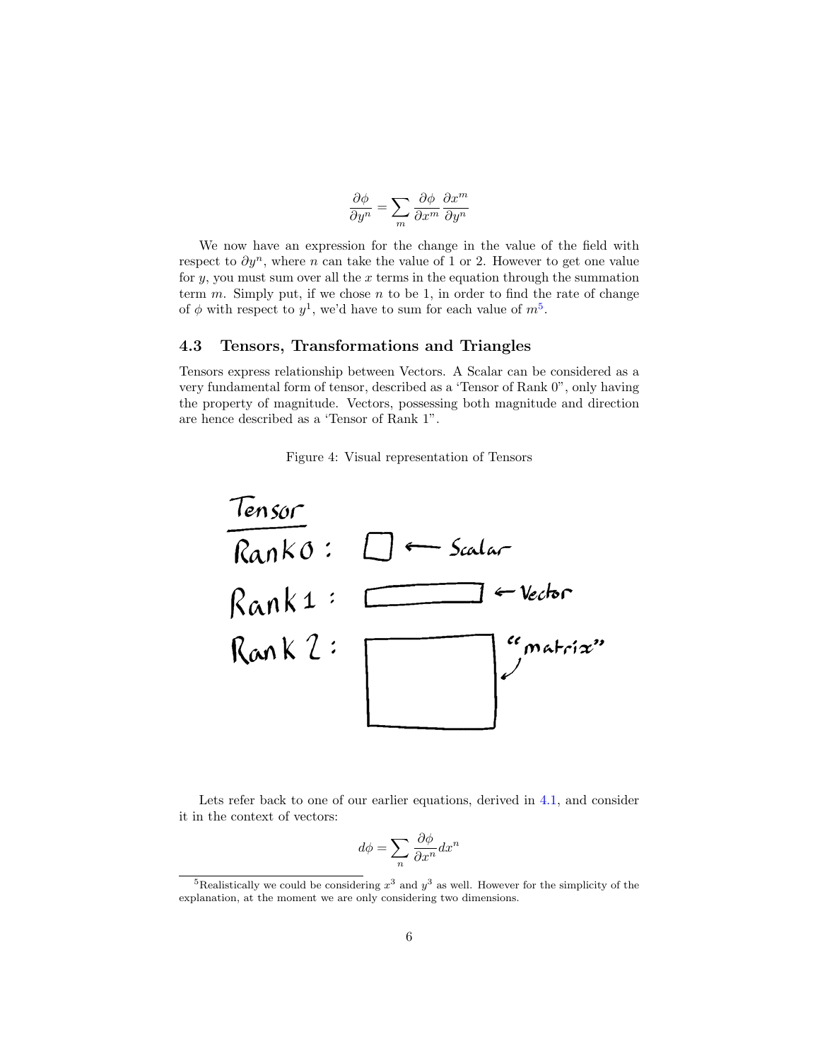$$\frac{\partial \phi}{\partial y^n} = \sum_m \frac{\partial \phi}{\partial x^m} \frac{\partial x^m}{\partial y^n}$$

We now have an expression for the change in the value of the field with respect to $\partial y^n$, where $n$ can take the value of 1 or 2. However to get one value for $y$, you must sum over all the $x$ terms in the equation through the summation term $m$. Simply put, if we chose $n$ to be 1, in order to find the rate of change of $\phi$ with respect to $y^1$, we'd have to sum for each value of $m$[5].

### 4.3 Tensors, Transformations and Triangles

Tensors express relationship between Vectors. A Scalar can be considered as a very fundamental form of tensor, described as a 'Tensor of Rank 0", only having the property of magnitude. Vectors, possessing both magnitude and direction are hence described as a 'Tensor of Rank 1".

Figure 4: Visual representation of Tensors

Lets refer back to one of our earlier equations, derived in 4.1, and consider it in the context of vectors:

$$d\phi = \sum_n \frac{\partial \phi}{\partial x^n} dx^n$$

[5] Realistically we could be considering $x^3$ and $y^3$ as well. However for the simplicity of the explanation, at the moment we are only considering two dimensions.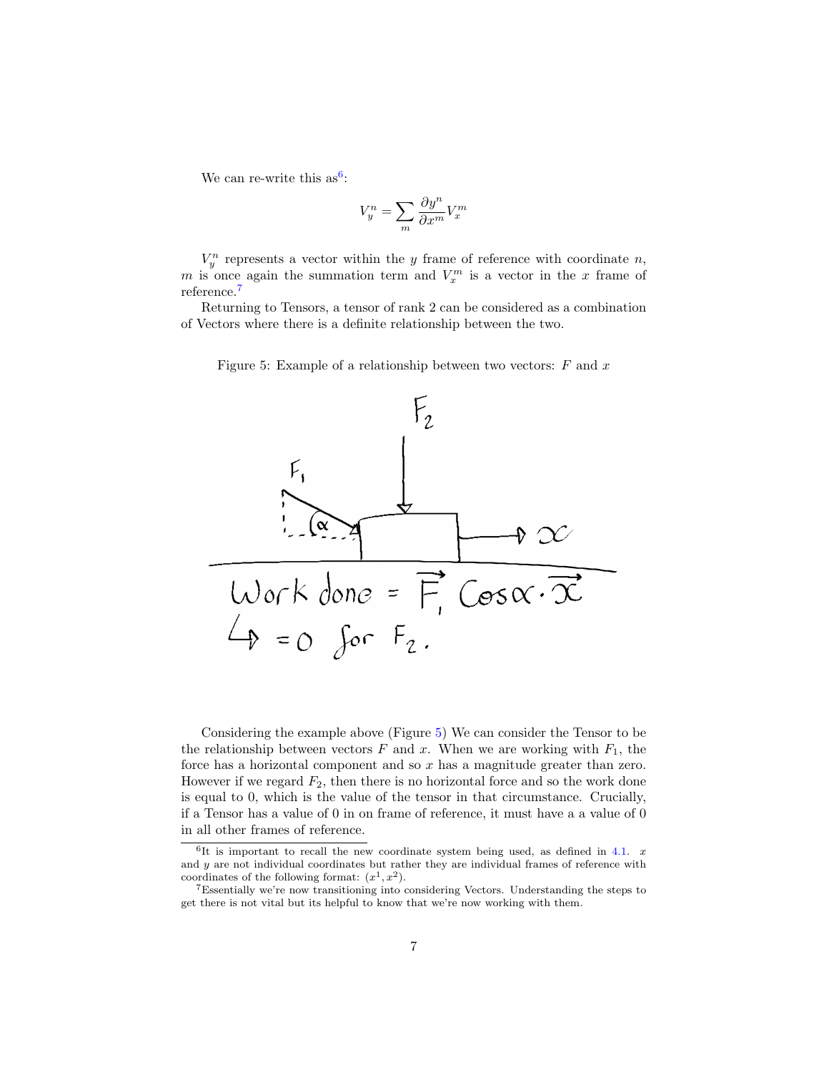We can re-write this as[6]:

$$V_y^n = \sum_m \frac{\partial y^n}{\partial x^m} V_x^m$$

$V_y^n$ represents a vector within the $y$ frame of reference with coordinate $n$, $m$ is once again the summation term and $V_x^m$ is a vector in the $x$ frame of reference.[7]

Returning to Tensors, a tensor of rank 2 can be considered as a combination of Vectors where there is a definite relationship between the two.

Figure 5: Example of a relationship between two vectors: $F$ and $x$

Considering the example above (Figure 5) We can consider the Tensor to be the relationship between vectors $F$ and $x$. When we are working with $F_1$, the force has a horizontal component and so $x$ has a magnitude greater than zero. However if we regard $F_2$, then there is no horizontal force and so the work done is equal to 0, which is the value of the tensor in that circumstance. Crucially, if a Tensor has a value of 0 in on frame of reference, it must have a a value of 0 in all other frames of reference.

[6] It is important to recall the new coordinate system being used, as defined in 4.1. $x$ and $y$ are not individual coordinates but rather they are individual frames of reference with coordinates of the following format: $(x^1, x^2)$.

[7] Essentially we're now transitioning into considering Vectors. Understanding the steps to get there is not vital but its helpful to know that we're now working with them.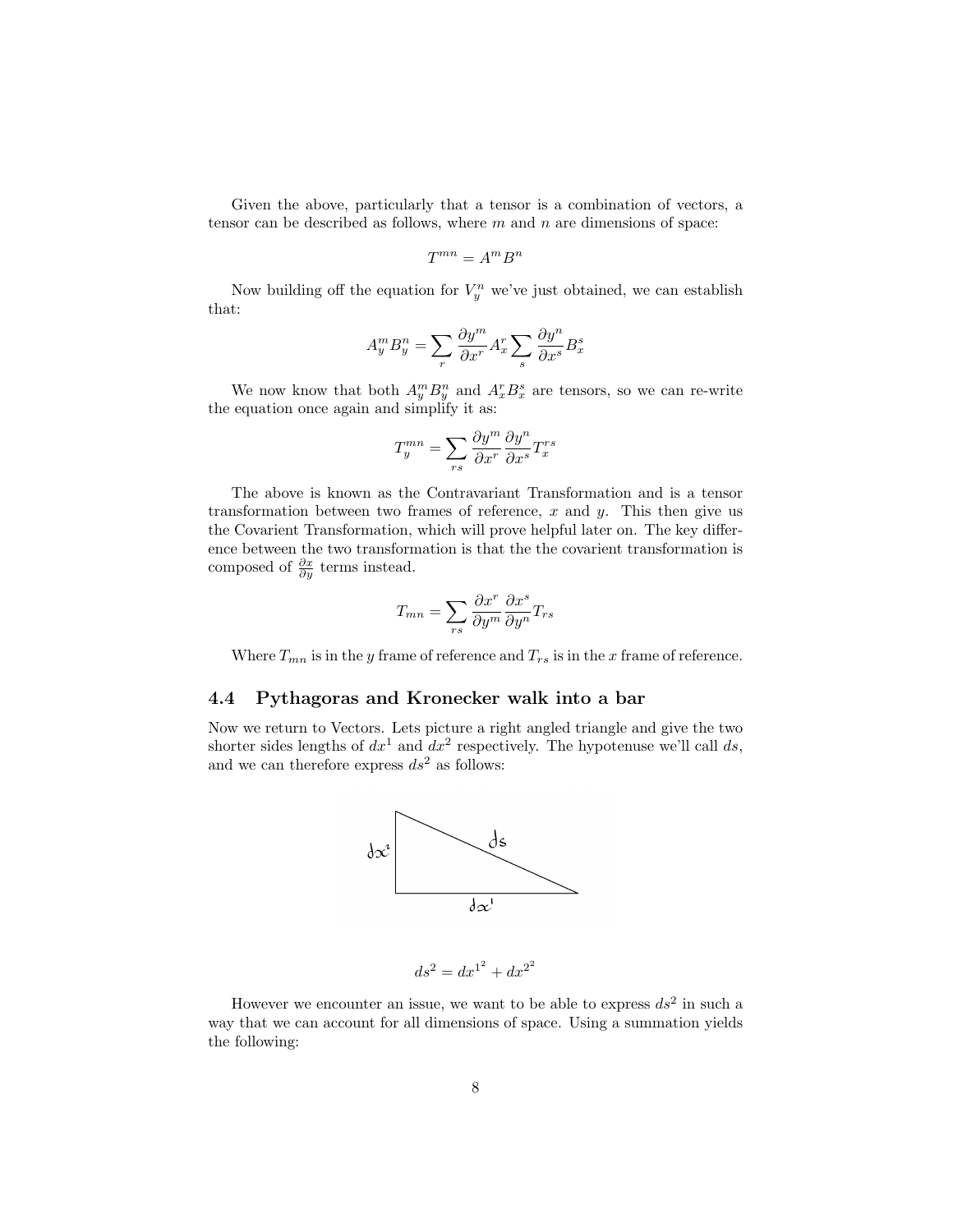Given the above, particularly that a tensor is a combination of vectors, a tensor can be described as follows, where $m$ and $n$ are dimensions of space:

$$T^{mn} = A^m B^n$$

Now building off the equation for $V_y^n$ we've just obtained, we can establish that:

$$A_y^m B_y^n = \sum_r \frac{\partial y^m}{\partial x^r} A_x^r \sum_s \frac{\partial y^n}{\partial x^s} B_x^s$$

We now know that both $A_y^m B_y^n$ and $A_x^r B_x^s$ are tensors, so we can re-write the equation once again and simplify it as:

$$T_y^{mn} = \sum_{rs} \frac{\partial y^m}{\partial x^r} \frac{\partial y^n}{\partial x^s} T_x^{rs}$$

The above is known as the Contravariant Transformation and is a tensor transformation between two frames of reference, $x$ and $y$. This then give us the Covarient Transformation, which will prove helpful later on. The key difference between the two transformation is that the the covarient transformation is composed of $\frac{\partial x}{\partial y}$ terms instead.

$$T_{mn} = \sum_{rs} \frac{\partial x^r}{\partial y^m} \frac{\partial x^s}{\partial y^n} T_{rs}$$

Where $T_{mn}$ is in the $y$ frame of reference and $T_{rs}$ is in the $x$ frame of reference.

### 4.4 Pythagoras and Kronecker walk into a bar

Now we return to Vectors. Lets picture a right angled triangle and give the two shorter sides lengths of $dx^1$ and $dx^2$ respectively. The hypotenuse we'll call $ds$, and we can therefore express $ds^2$ as follows:

$$ds^2 = dx^{1^2} + dx^{2^2}$$

However we encounter an issue, we want to be able to express $ds^2$ in such a way that we can account for all dimensions of space. Using a summation yields the following: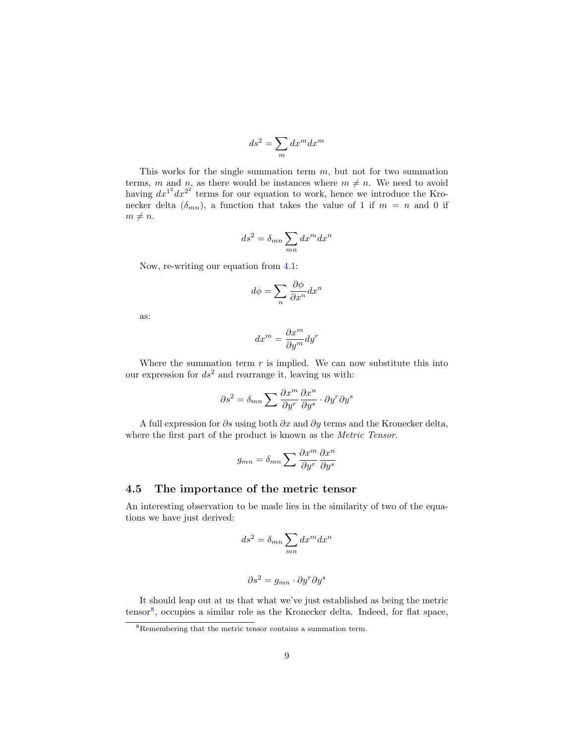$$ds^2 = \sum_m dx^m dx^m$$

This works for the single summation term $m$, but not for two summation terms, $m$ and $n$, as there would be instances where $m \neq n$. We need to avoid having $dx^{1^2} dx^{2^2}$ terms for our equation to work, hence we introduce the Kronecker delta ($\delta_{mn}$), a function that takes the value of 1 if $m = n$ and 0 if $m \neq n$.

$$ds^2 = \delta_{mn} \sum_{mn} dx^m dx^n$$

Now, re-writing our equation from 4.1:

$$d\phi = \sum_n \frac{\partial \phi}{\partial x^n} dx^n$$

as:

$$dx^m = \frac{\partial x^m}{\partial y^m} dy^r$$

Where the summation term $r$ is implied. We can now substitute this into our expression for $ds^2$ and rearrange it, leaving us with:

$$\partial s^2 = \delta_{mn} \sum \frac{\partial x^m}{\partial y^r} \frac{\partial x^n}{\partial y^s} \cdot \partial y^r \partial y^s$$

A full expression for $\partial s$ using both $\partial x$ and $\partial y$ terms and the Kronecker delta, where the first part of the product is known as the *Metric Tensor*.

$$g_{mn} = \delta_{mn} \sum \frac{\partial x^m}{\partial y^r} \frac{\partial x^n}{\partial y^s}$$

### 4.5 The importance of the metric tensor

An interesting observation to be made lies in the similarity of two of the equations we have just derived:

$$ds^2 = \delta_{mn} \sum_{mn} dx^m dx^n$$

$$\partial s^2 = g_{mn} \cdot \partial y^r \partial y^s$$

It should leap out at us that what we've just established as being the metric tensor[8], occupies a similar role as the Kronecker delta. Indeed, for flat space,

[8] Remembering that the metric tensor contains a summation term.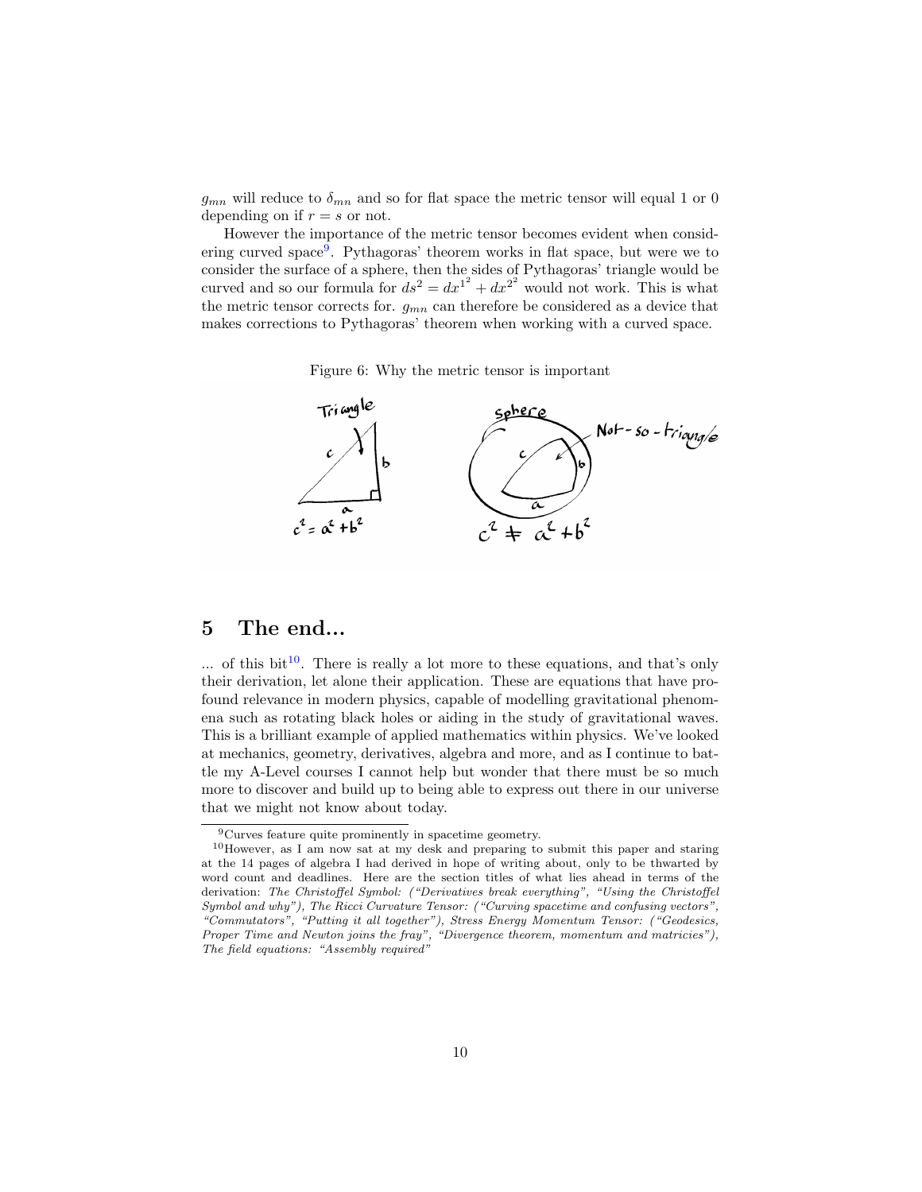$g_{mn}$ will reduce to $\delta_{mn}$ and so for flat space the metric tensor will equal 1 or 0 depending on if $r = s$ or not.

However the importance of the metric tensor becomes evident when considering curved space[9]. Pythagoras' theorem works in flat space, but were we to consider the surface of a sphere, then the sides of Pythagoras' triangle would be curved and so our formula for $ds^2 = dx^{1^2} + dx^{2^2}$ would not work. This is what the metric tensor corrects for. $g_{mn}$ can therefore be considered as a device that makes corrections to Pythagoras' theorem when working with a curved space.

Figure 6: Why the metric tensor is important

## 5 The end...

... of this bit[10]. There is really a lot more to these equations, and that's only their derivation, let alone their application. These are equations that have profound relevance in modern physics, capable of modelling gravitational phenomena such as rotating black holes or aiding in the study of gravitational waves. This is a brilliant example of applied mathematics within physics. We've looked at mechanics, geometry, derivatives, algebra and more, and as I continue to battle my A-Level courses I cannot help but wonder that there must be so much more to discover and build up to being able to express out there in our universe that we might not know about today.

[9] Curves feature quite prominently in spacetime geometry.

[10] However, as I am now sat at my desk and preparing to submit this paper and staring at the 14 pages of algebra I had derived in hope of writing about, only to be thwarted by word count and deadlines. Here are the section titles of what lies ahead in terms of the derivation: *The Christoffel Symbol: ("Derivatives break everything", "Using the Christoffel Symbol and why"), The Ricci Curvature Tensor: ("Curving spacetime and confusing vectors", "Commutators", "Putting it all together"), Stress Energy Momentum Tensor: ("Geodesics, Proper Time and Newton joins the fray", "Divergence theorem, momentum and matricies"), The field equations: "Assembly required"*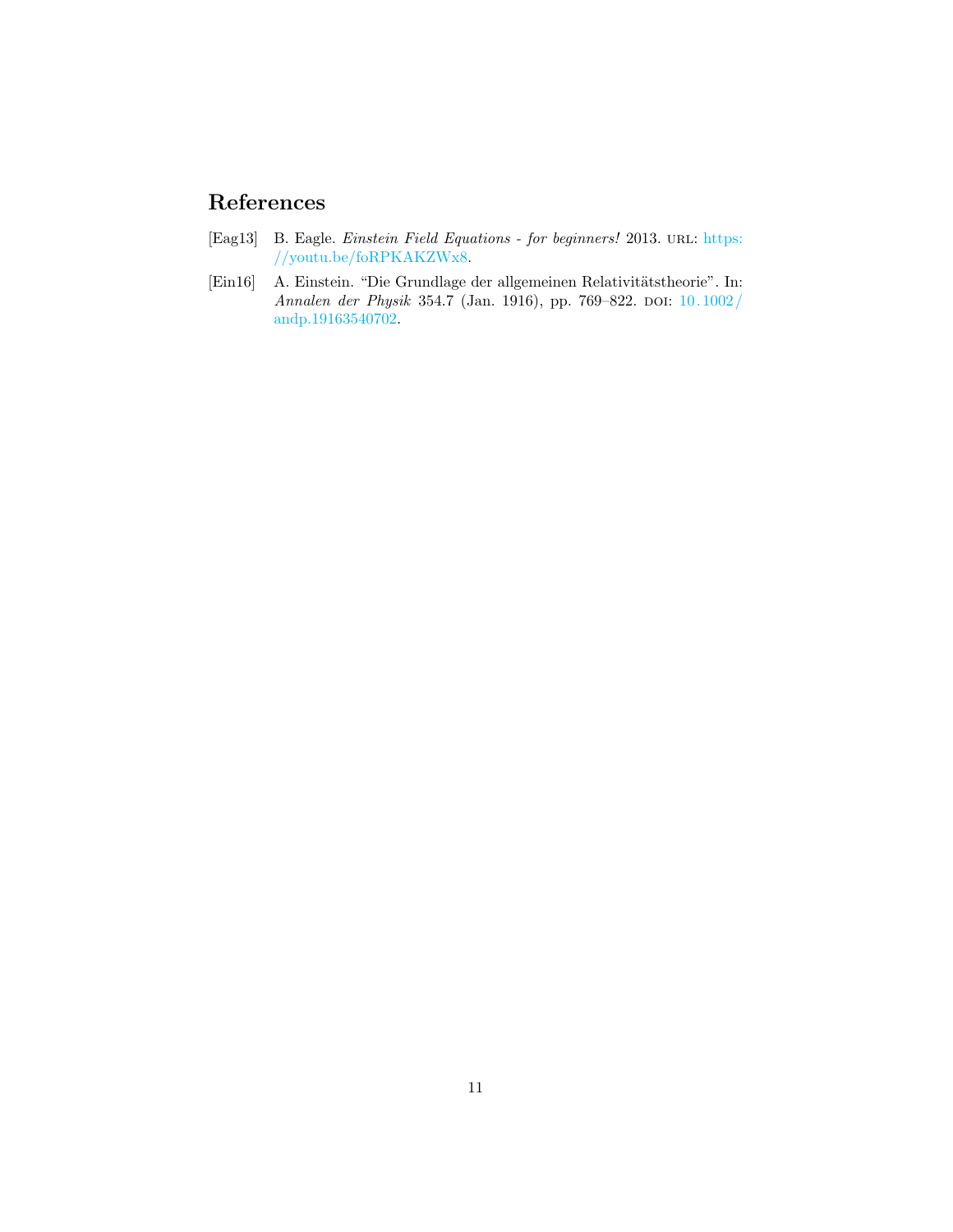## References

[Eag13] B. Eagle. *Einstein Field Equations - for beginners!* 2013. URL: https://youtu.be/foRPKAKZWx8.

[Ein16] A. Einstein. “Die Grundlage der allgemeinen Relativitätstheorie”. In: *Annalen der Physik* 354.7 (Jan. 1916), pp. 769–822. DOI: 10.1002/andp.19163540702.